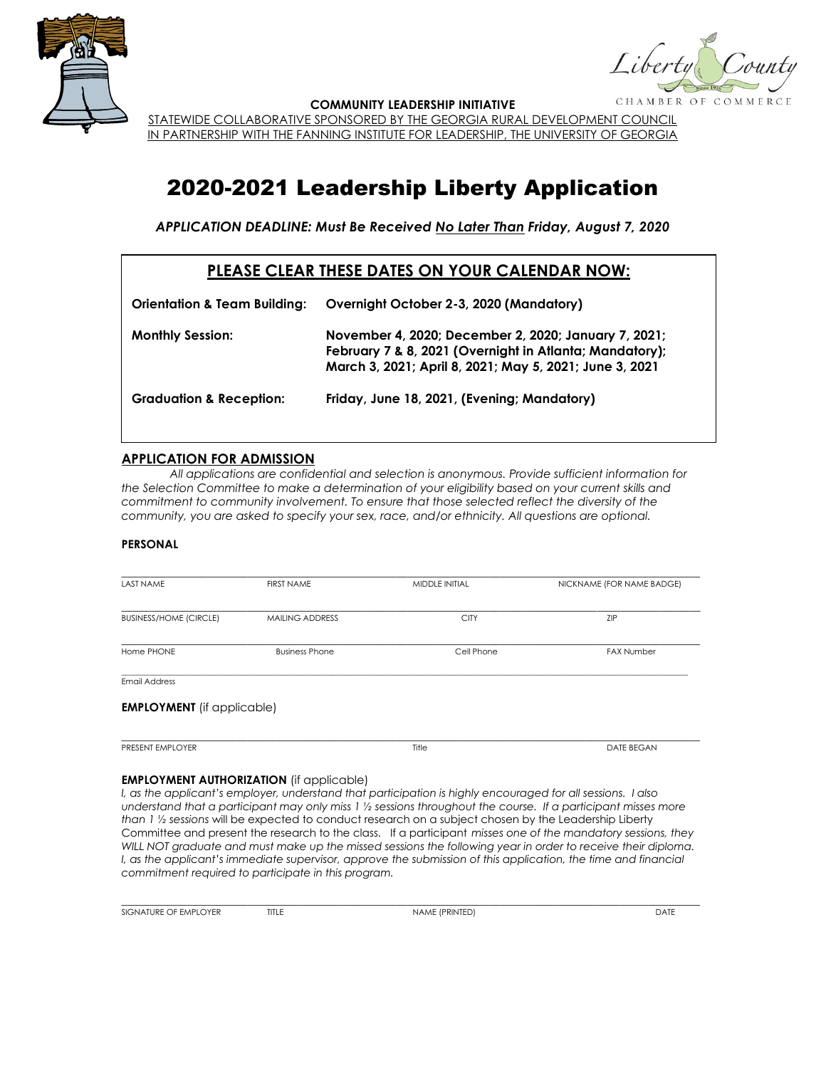**COMMUNITY LEADERSHIP INITIATIVE**

STATEWIDE COLLABORATIVE SPONSORED BY THE GEORGIA RURAL DEVELOPMENT COUNCIL
IN PARTNERSHIP WITH THE FANNING INSTITUTE FOR LEADERSHIP, THE UNIVERSITY OF GEORGIA

# 2020-2021 Leadership Liberty Application

***APPLICATION DEADLINE: Must Be Received No Later Than Friday, August 7, 2020***

## PLEASE CLEAR THESE DATES ON YOUR CALENDAR NOW:

| | |
|---|---|
| **Orientation & Team Building:** | **Overnight October 2-3, 2020 (Mandatory)** |
| **Monthly Session:** | **November 4, 2020; December 2, 2020; January 7, 2021; February 7 & 8, 2021 (Overnight in Atlanta; Mandatory); March 3, 2021; April 8, 2021; May 5, 2021; June 3, 2021** |
| **Graduation & Reception:** | **Friday, June 18, 2021, (Evening; Mandatory)** |

## APPLICATION FOR ADMISSION

*All applications are confidential and selection is anonymous. Provide sufficient information for the Selection Committee to make a determination of your eligibility based on your current skills and commitment to community involvement. To ensure that those selected reflect the diversity of the community, you are asked to specify your sex, race, and/or ethnicity. All questions are optional.*

**PERSONAL**

_______________________________________________

LAST NAME | FIRST NAME | MIDDLE INITIAL | NICKNAME (FOR NAME BADGE)

_______________________________________________

BUSINESS/HOME (CIRCLE) | MAILING ADDRESS | CITY | ZIP

_______________________________________________

Home PHONE | Business Phone | Cell Phone | FAX Number

_______________________________________________

Email Address

**EMPLOYMENT** (if applicable)

_______________________________________________

PRESENT EMPLOYER | Title | DATE BEGAN

**EMPLOYMENT AUTHORIZATION** (if applicable)

*I, as the applicant's employer, understand that participation is highly encouraged for all sessions. I also understand that a participant may only miss 1 ½ sessions throughout the course. If a participant misses more than 1 ½ sessions* will be expected to conduct research on a subject chosen by the Leadership Liberty Committee and present the research to the class. If a participant *misses one of the mandatory sessions, they WILL NOT graduate and must make up the missed sessions the following year in order to receive their diploma. I, as the applicant's immediate supervisor, approve the submission of this application, the time and financial commitment required to participate in this program.*

_______________________________________________

SIGNATURE OF EMPLOYER | TITLE | NAME (PRINTED) | DATE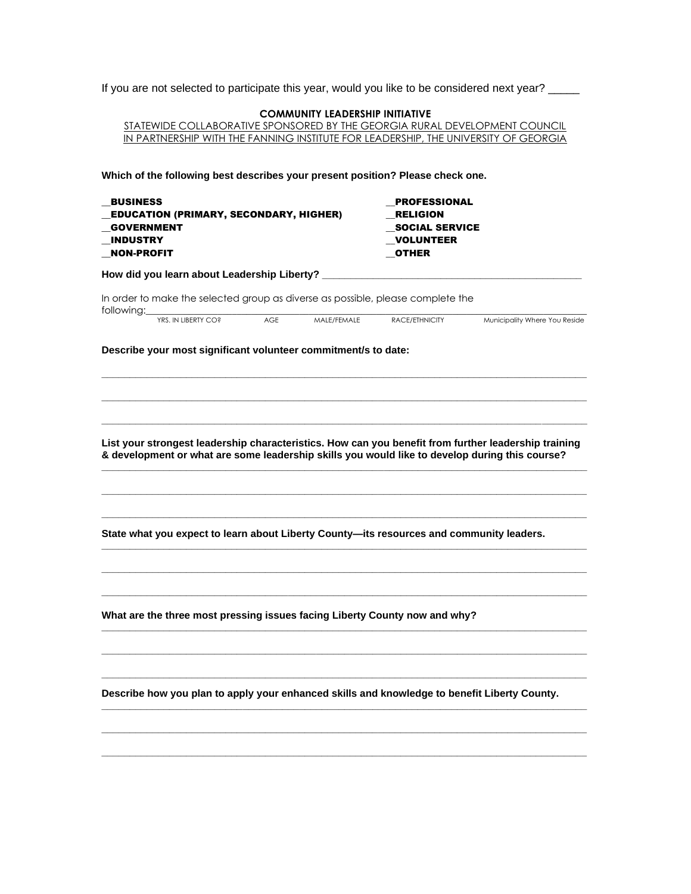If you are not selected to participate this year, would you like to be considered next year? _____

**COMMUNITY LEADERSHIP INITIATIVE**

STATEWIDE COLLABORATIVE SPONSORED BY THE GEORGIA RURAL DEVELOPMENT COUNCIL
IN PARTNERSHIP WITH THE FANNING INSTITUTE FOR LEADERSHIP, THE UNIVERSITY OF GEORGIA

**Which of the following best describes your present position? Please check one.**

__BUSINESS
__EDUCATION (PRIMARY, SECONDARY, HIGHER)
__GOVERNMENT
__INDUSTRY
__NON-PROFIT
__PROFESSIONAL
__RELIGION
__SOCIAL SERVICE
__VOLUNTEER
__OTHER

**How did you learn about Leadership Liberty?** ______________________________________________

In order to make the selected group as diverse as possible, please complete the following:______________________________________________________________________

YRS. IN LIBERTY CO? | AGE | MALE/FEMALE | RACE/ETHNICITY | Municipality Where You Reside

**Describe your most significant volunteer commitment/s to date:**

______________________________________________________________________

______________________________________________________________________

______________________________________________________________________

**List your strongest leadership characteristics. How can you benefit from further leadership training & development or what are some leadership skills you would like to develop during this course?**

______________________________________________________________________

______________________________________________________________________

______________________________________________________________________

**State what you expect to learn about Liberty County—its resources and community leaders.**

______________________________________________________________________

______________________________________________________________________

______________________________________________________________________

**What are the three most pressing issues facing Liberty County now and why?**

______________________________________________________________________

______________________________________________________________________

______________________________________________________________________

**Describe how you plan to apply your enhanced skills and knowledge to benefit Liberty County.**

______________________________________________________________________

______________________________________________________________________

______________________________________________________________________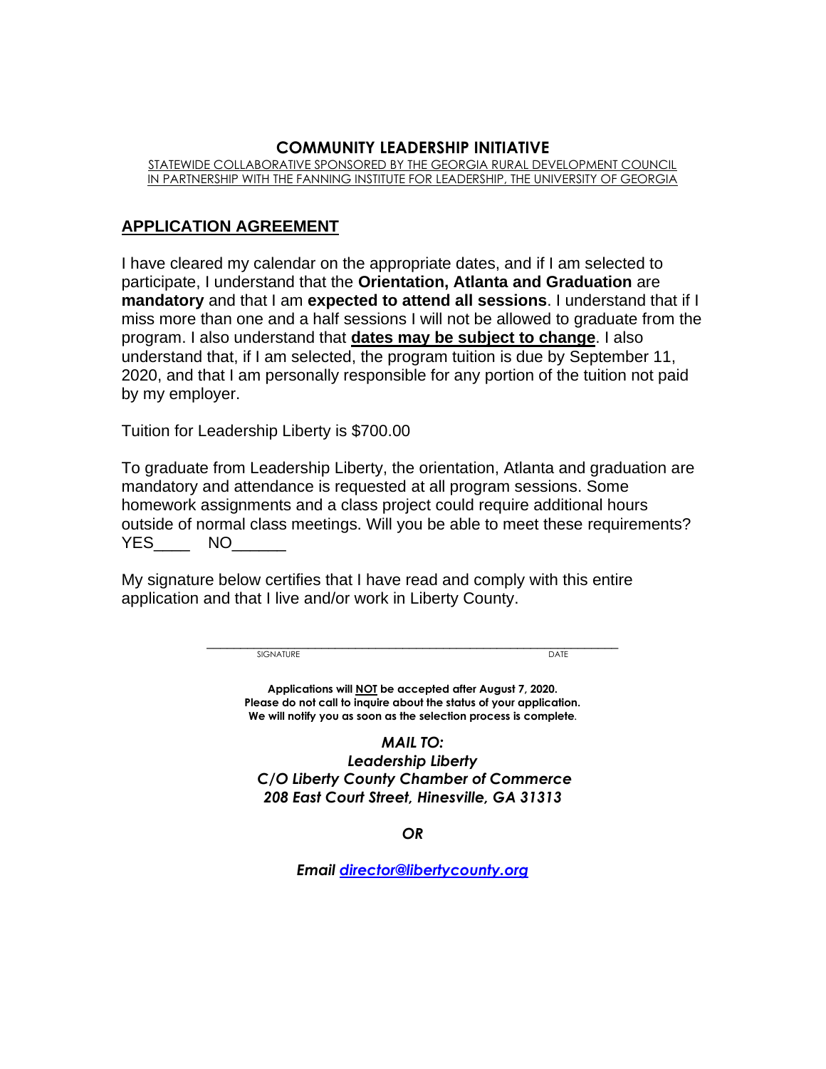**COMMUNITY LEADERSHIP INITIATIVE**

STATEWIDE COLLABORATIVE SPONSORED BY THE GEORGIA RURAL DEVELOPMENT COUNCIL
IN PARTNERSHIP WITH THE FANNING INSTITUTE FOR LEADERSHIP, THE UNIVERSITY OF GEORGIA

## APPLICATION AGREEMENT

I have cleared my calendar on the appropriate dates, and if I am selected to participate, I understand that the **Orientation, Atlanta and Graduation** are **mandatory** and that I am **expected to attend all sessions**. I understand that if I miss more than one and a half sessions I will not be allowed to graduate from the program. I also understand that **dates may be subject to change**. I also understand that, if I am selected, the program tuition is due by September 11, 2020, and that I am personally responsible for any portion of the tuition not paid by my employer.

Tuition for Leadership Liberty is $700.00

To graduate from Leadership Liberty, the orientation, Atlanta and graduation are mandatory and attendance is requested at all program sessions. Some homework assignments and a class project could require additional hours outside of normal class meetings. Will you be able to meet these requirements?
YES____ NO______

My signature below certifies that I have read and comply with this entire application and that I live and/or work in Liberty County.

_______________________________________________________________

SIGNATURE DATE

**Applications will NOT be accepted after August 7, 2020.**
**Please do not call to inquire about the status of your application.**
**We will notify you as soon as the selection process is complete.**

***MAIL TO:***
***Leadership Liberty***
***C/O Liberty County Chamber of Commerce***
***208 East Court Street, Hinesville, GA 31313***

***OR***

***Email director@libertycounty.org***